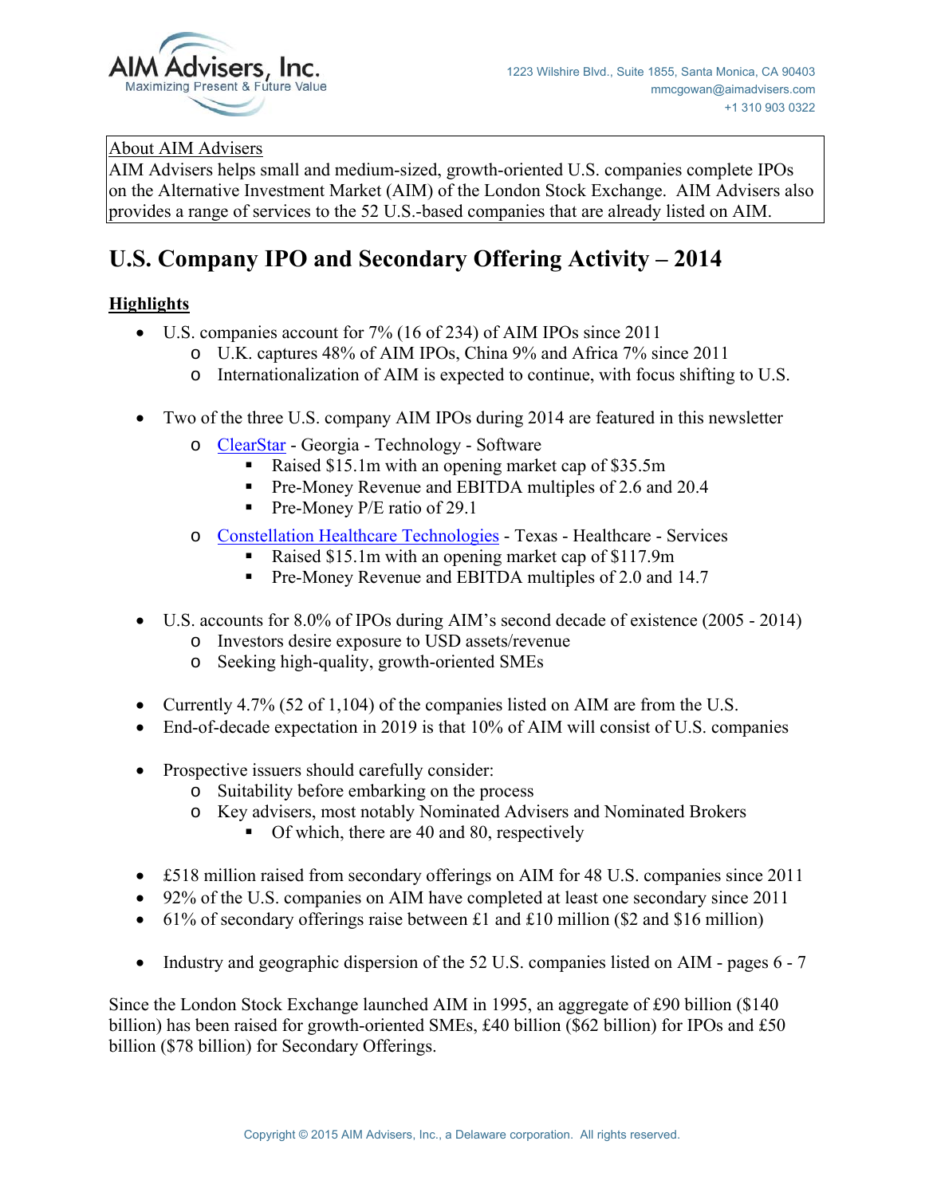AIM Advisers, Inc.
Maximizing Present & Future Value

1223 Wilshire Blvd., Suite 1855, Santa Monica, CA 90403
mmcgowan@aimadvisers.com
+1 310 903 0322

About AIM Advisers
AIM Advisers helps small and medium-sized, growth-oriented U.S. companies complete IPOs on the Alternative Investment Market (AIM) of the London Stock Exchange. AIM Advisers also provides a range of services to the 52 U.S.-based companies that are already listed on AIM.

# U.S. Company IPO and Secondary Offering Activity – 2014

## Highlights

- U.S. companies account for 7% (16 of 234) of AIM IPOs since 2011
  - U.K. captures 48% of AIM IPOs, China 9% and Africa 7% since 2011
  - Internationalization of AIM is expected to continue, with focus shifting to U.S.

- Two of the three U.S. company AIM IPOs during 2014 are featured in this newsletter
  - ClearStar - Georgia - Technology - Software
    - Raised $15.1m with an opening market cap of $35.5m
    - Pre-Money Revenue and EBITDA multiples of 2.6 and 20.4
    - Pre-Money P/E ratio of 29.1
  - Constellation Healthcare Technologies - Texas - Healthcare - Services
    - Raised $15.1m with an opening market cap of $117.9m
    - Pre-Money Revenue and EBITDA multiples of 2.0 and 14.7

- U.S. accounts for 8.0% of IPOs during AIM's second decade of existence (2005 - 2014)
  - Investors desire exposure to USD assets/revenue
  - Seeking high-quality, growth-oriented SMEs

- Currently 4.7% (52 of 1,104) of the companies listed on AIM are from the U.S.
- End-of-decade expectation in 2019 is that 10% of AIM will consist of U.S. companies

- Prospective issuers should carefully consider:
  - Suitability before embarking on the process
  - Key advisers, most notably Nominated Advisers and Nominated Brokers
    - Of which, there are 40 and 80, respectively

- £518 million raised from secondary offerings on AIM for 48 U.S. companies since 2011
- 92% of the U.S. companies on AIM have completed at least one secondary since 2011
- 61% of secondary offerings raise between £1 and £10 million ($2 and $16 million)

- Industry and geographic dispersion of the 52 U.S. companies listed on AIM - pages 6 - 7

Since the London Stock Exchange launched AIM in 1995, an aggregate of £90 billion ($140 billion) has been raised for growth-oriented SMEs, £40 billion ($62 billion) for IPOs and £50 billion ($78 billion) for Secondary Offerings.

Copyright © 2015 AIM Advisers, Inc., a Delaware corporation. All rights reserved.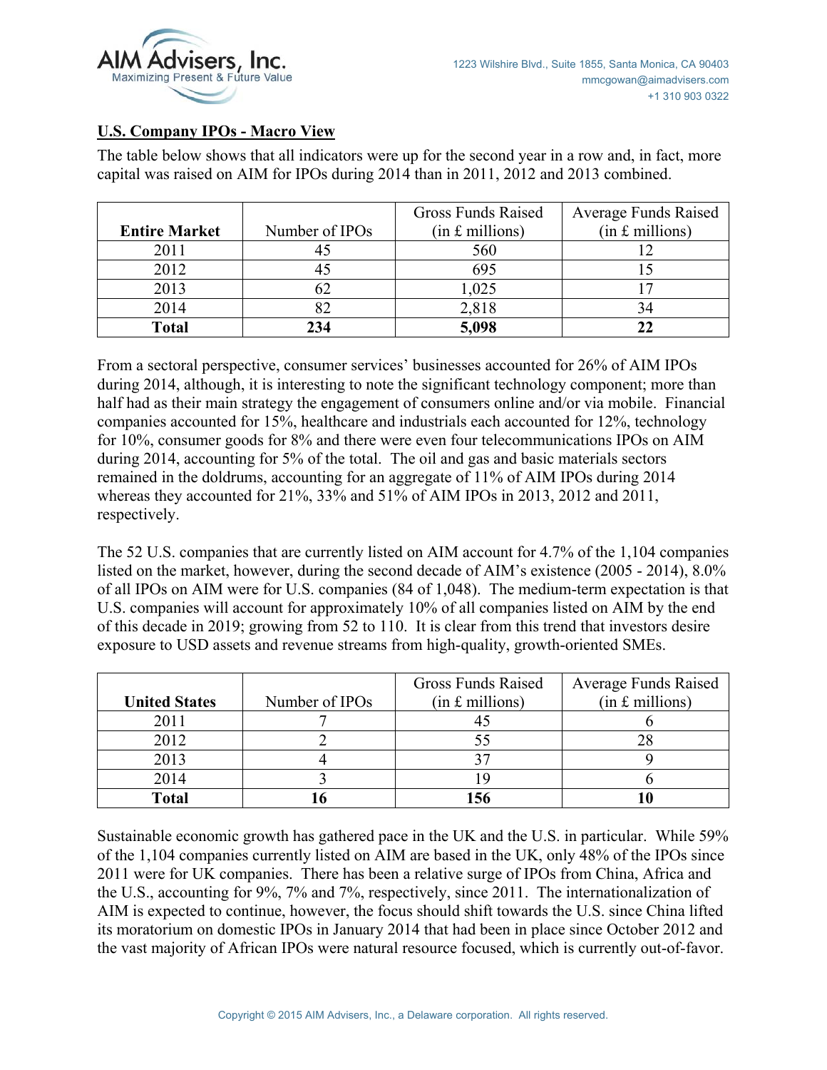## U.S. Company IPOs - Macro View

The table below shows that all indicators were up for the second year in a row and, in fact, more capital was raised on AIM for IPOs during 2014 than in 2011, 2012 and 2013 combined.

| **Entire Market** | Number of IPOs | Gross Funds Raised (in £ millions) | Average Funds Raised (in £ millions) |
|---|---|---|---|
| 2011 | 45 | 560 | 12 |
| 2012 | 45 | 695 | 15 |
| 2013 | 62 | 1,025 | 17 |
| 2014 | 82 | 2,818 | 34 |
| **Total** | **234** | **5,098** | **22** |

From a sectoral perspective, consumer services' businesses accounted for 26% of AIM IPOs during 2014, although, it is interesting to note the significant technology component; more than half had as their main strategy the engagement of consumers online and/or via mobile. Financial companies accounted for 15%, healthcare and industrials each accounted for 12%, technology for 10%, consumer goods for 8% and there were even four telecommunications IPOs on AIM during 2014, accounting for 5% of the total. The oil and gas and basic materials sectors remained in the doldrums, accounting for an aggregate of 11% of AIM IPOs during 2014 whereas they accounted for 21%, 33% and 51% of AIM IPOs in 2013, 2012 and 2011, respectively.

The 52 U.S. companies that are currently listed on AIM account for 4.7% of the 1,104 companies listed on the market, however, during the second decade of AIM's existence (2005 - 2014), 8.0% of all IPOs on AIM were for U.S. companies (84 of 1,048). The medium-term expectation is that U.S. companies will account for approximately 10% of all companies listed on AIM by the end of this decade in 2019; growing from 52 to 110. It is clear from this trend that investors desire exposure to USD assets and revenue streams from high-quality, growth-oriented SMEs.

| **United States** | Number of IPOs | Gross Funds Raised (in £ millions) | Average Funds Raised (in £ millions) |
|---|---|---|---|
| 2011 | 7 | 45 | 6 |
| 2012 | 2 | 55 | 28 |
| 2013 | 4 | 37 | 9 |
| 2014 | 3 | 19 | 6 |
| **Total** | **16** | **156** | **10** |

Sustainable economic growth has gathered pace in the UK and the U.S. in particular. While 59% of the 1,104 companies currently listed on AIM are based in the UK, only 48% of the IPOs since 2011 were for UK companies. There has been a relative surge of IPOs from China, Africa and the U.S., accounting for 9%, 7% and 7%, respectively, since 2011. The internationalization of AIM is expected to continue, however, the focus should shift towards the U.S. since China lifted its moratorium on domestic IPOs in January 2014 that had been in place since October 2012 and the vast majority of African IPOs were natural resource focused, which is currently out-of-favor.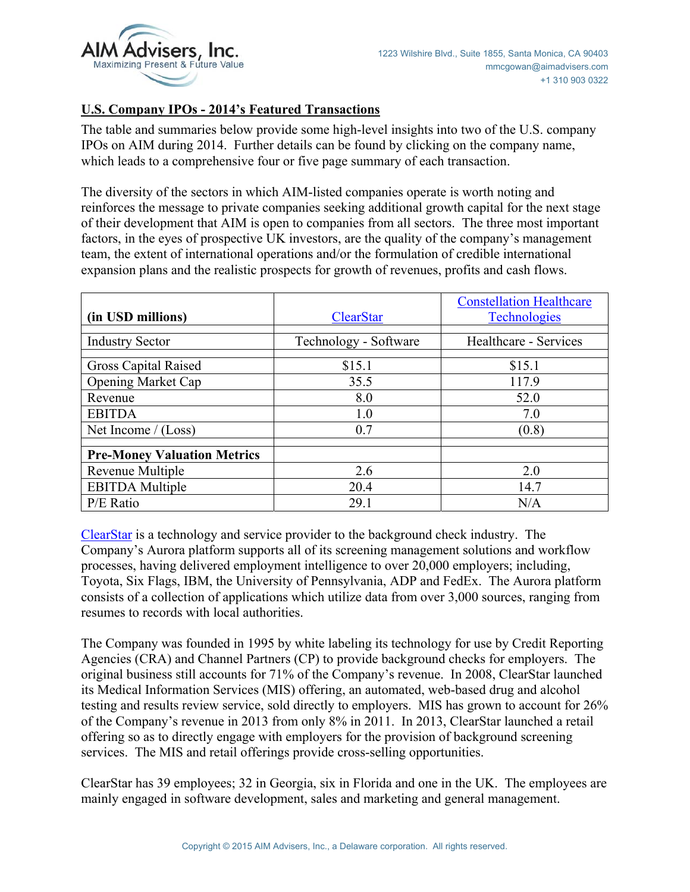## U.S. Company IPOs - 2014's Featured Transactions

The table and summaries below provide some high-level insights into two of the U.S. company IPOs on AIM during 2014. Further details can be found by clicking on the company name, which leads to a comprehensive four or five page summary of each transaction.

The diversity of the sectors in which AIM-listed companies operate is worth noting and reinforces the message to private companies seeking additional growth capital for the next stage of their development that AIM is open to companies from all sectors. The three most important factors, in the eyes of prospective UK investors, are the quality of the company's management team, the extent of international operations and/or the formulation of credible international expansion plans and the realistic prospects for growth of revenues, profits and cash flows.

| **(in USD millions)** | ClearStar | Constellation Healthcare Technologies |
|---|---|---|
| Industry Sector | Technology - Software | Healthcare - Services |
| Gross Capital Raised | $15.1 | $15.1 |
| Opening Market Cap | 35.5 | 117.9 |
| Revenue | 8.0 | 52.0 |
| EBITDA | 1.0 | 7.0 |
| Net Income / (Loss) | 0.7 | (0.8) |
| **Pre-Money Valuation Metrics** | | |
| Revenue Multiple | 2.6 | 2.0 |
| EBITDA Multiple | 20.4 | 14.7 |
| P/E Ratio | 29.1 | N/A |

ClearStar is a technology and service provider to the background check industry. The Company's Aurora platform supports all of its screening management solutions and workflow processes, having delivered employment intelligence to over 20,000 employers; including, Toyota, Six Flags, IBM, the University of Pennsylvania, ADP and FedEx. The Aurora platform consists of a collection of applications which utilize data from over 3,000 sources, ranging from resumes to records with local authorities.

The Company was founded in 1995 by white labeling its technology for use by Credit Reporting Agencies (CRA) and Channel Partners (CP) to provide background checks for employers. The original business still accounts for 71% of the Company's revenue. In 2008, ClearStar launched its Medical Information Services (MIS) offering, an automated, web-based drug and alcohol testing and results review service, sold directly to employers. MIS has grown to account for 26% of the Company's revenue in 2013 from only 8% in 2011. In 2013, ClearStar launched a retail offering so as to directly engage with employers for the provision of background screening services. The MIS and retail offerings provide cross-selling opportunities.

ClearStar has 39 employees; 32 in Georgia, six in Florida and one in the UK. The employees are mainly engaged in software development, sales and marketing and general management.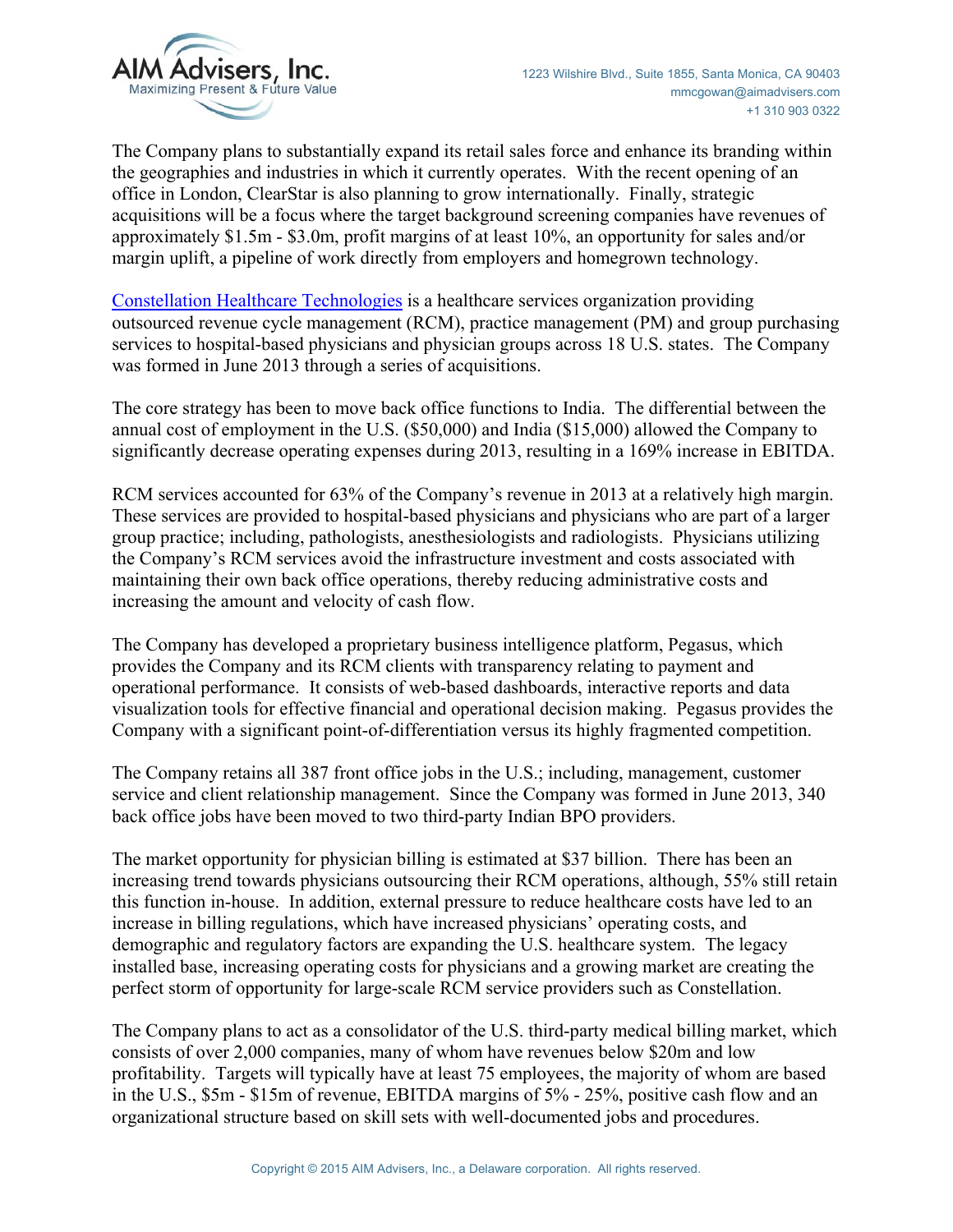The Company plans to substantially expand its retail sales force and enhance its branding within the geographies and industries in which it currently operates. With the recent opening of an office in London, ClearStar is also planning to grow internationally. Finally, strategic acquisitions will be a focus where the target background screening companies have revenues of approximately $1.5m - $3.0m, profit margins of at least 10%, an opportunity for sales and/or margin uplift, a pipeline of work directly from employers and homegrown technology.

Constellation Healthcare Technologies is a healthcare services organization providing outsourced revenue cycle management (RCM), practice management (PM) and group purchasing services to hospital-based physicians and physician groups across 18 U.S. states. The Company was formed in June 2013 through a series of acquisitions.

The core strategy has been to move back office functions to India. The differential between the annual cost of employment in the U.S. ($50,000) and India ($15,000) allowed the Company to significantly decrease operating expenses during 2013, resulting in a 169% increase in EBITDA.

RCM services accounted for 63% of the Company's revenue in 2013 at a relatively high margin. These services are provided to hospital-based physicians and physicians who are part of a larger group practice; including, pathologists, anesthesiologists and radiologists. Physicians utilizing the Company's RCM services avoid the infrastructure investment and costs associated with maintaining their own back office operations, thereby reducing administrative costs and increasing the amount and velocity of cash flow.

The Company has developed a proprietary business intelligence platform, Pegasus, which provides the Company and its RCM clients with transparency relating to payment and operational performance. It consists of web-based dashboards, interactive reports and data visualization tools for effective financial and operational decision making. Pegasus provides the Company with a significant point-of-differentiation versus its highly fragmented competition.

The Company retains all 387 front office jobs in the U.S.; including, management, customer service and client relationship management. Since the Company was formed in June 2013, 340 back office jobs have been moved to two third-party Indian BPO providers.

The market opportunity for physician billing is estimated at $37 billion. There has been an increasing trend towards physicians outsourcing their RCM operations, although, 55% still retain this function in-house. In addition, external pressure to reduce healthcare costs have led to an increase in billing regulations, which have increased physicians' operating costs, and demographic and regulatory factors are expanding the U.S. healthcare system. The legacy installed base, increasing operating costs for physicians and a growing market are creating the perfect storm of opportunity for large-scale RCM service providers such as Constellation.

The Company plans to act as a consolidator of the U.S. third-party medical billing market, which consists of over 2,000 companies, many of whom have revenues below $20m and low profitability. Targets will typically have at least 75 employees, the majority of whom are based in the U.S., $5m - $15m of revenue, EBITDA margins of 5% - 25%, positive cash flow and an organizational structure based on skill sets with well-documented jobs and procedures.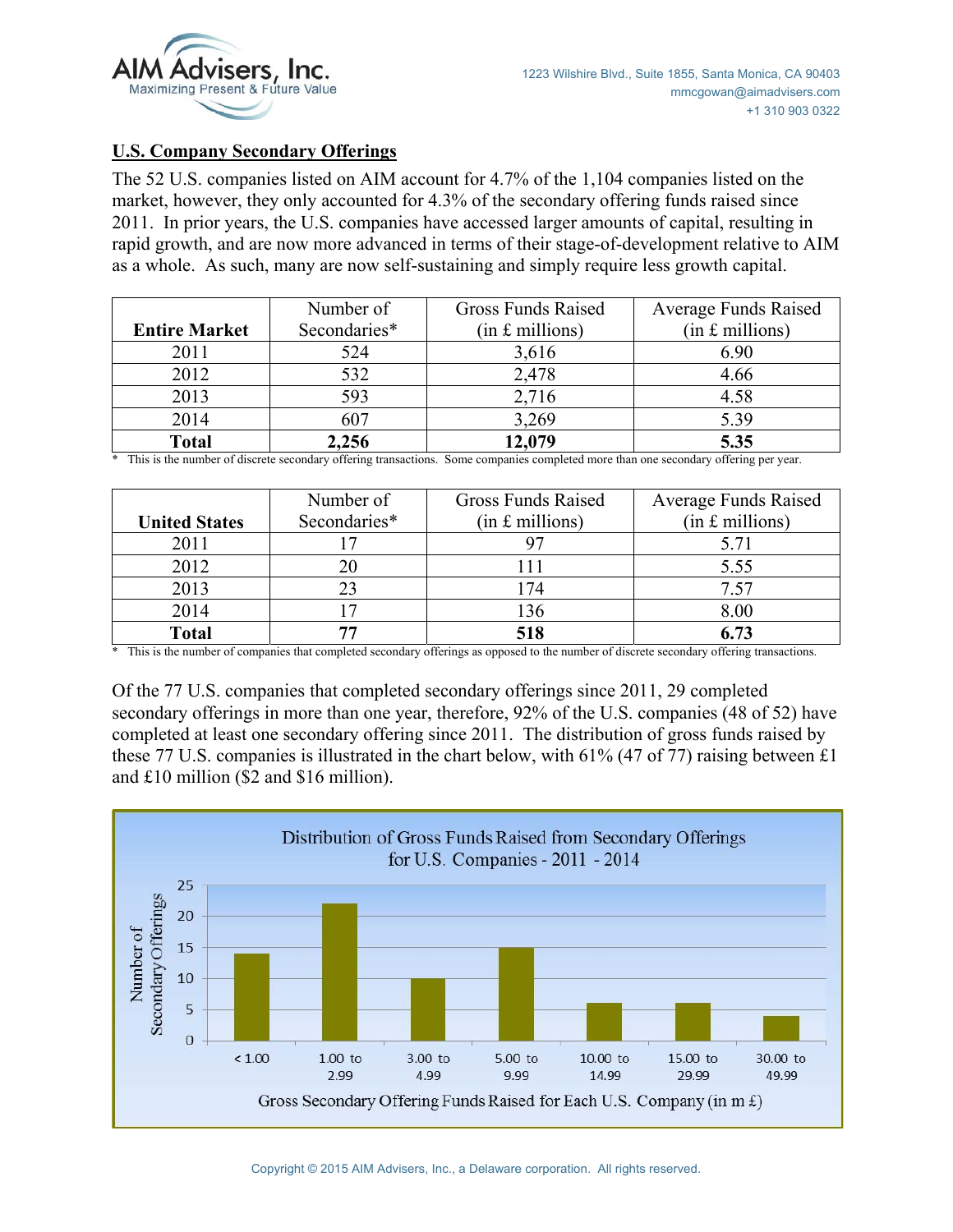## U.S. Company Secondary Offerings

The 52 U.S. companies listed on AIM account for 4.7% of the 1,104 companies listed on the market, however, they only accounted for 4.3% of the secondary offering funds raised since 2011. In prior years, the U.S. companies have accessed larger amounts of capital, resulting in rapid growth, and are now more advanced in terms of their stage-of-development relative to AIM as a whole. As such, many are now self-sustaining and simply require less growth capital.

| Entire Market | Number of Secondaries* | Gross Funds Raised (in £ millions) | Average Funds Raised (in £ millions) |
|---|---|---|---|
| 2011 | 524 | 3,616 | 6.90 |
| 2012 | 532 | 2,478 | 4.66 |
| 2013 | 593 | 2,716 | 4.58 |
| 2014 | 607 | 3,269 | 5.39 |
| **Total** | **2,256** | **12,079** | **5.35** |

\* This is the number of discrete secondary offering transactions. Some companies completed more than one secondary offering per year.

| United States | Number of Secondaries* | Gross Funds Raised (in £ millions) | Average Funds Raised (in £ millions) |
|---|---|---|---|
| 2011 | 17 | 97 | 5.71 |
| 2012 | 20 | 111 | 5.55 |
| 2013 | 23 | 174 | 7.57 |
| 2014 | 17 | 136 | 8.00 |
| **Total** | **77** | **518** | **6.73** |

\* This is the number of companies that completed secondary offerings as opposed to the number of discrete secondary offering transactions.

Of the 77 U.S. companies that completed secondary offerings since 2011, 29 completed secondary offerings in more than one year, therefore, 92% of the U.S. companies (48 of 52) have completed at least one secondary offering since 2011. The distribution of gross funds raised by these 77 U.S. companies is illustrated in the chart below, with 61% (47 of 77) raising between £1 and £10 million ($2 and $16 million).

**Distribution of Gross Funds Raised from Secondary Offerings for U.S. Companies - 2011 - 2014**

| Gross Secondary Offering Funds Raised for Each U.S. Company (in m £) | Number of Secondary Offerings |
|---|---|
| < 1.00 | 14 |
| 1.00 to 2.99 | 22 |
| 3.00 to 4.99 | 10 |
| 5.00 to 9.99 | 15 |
| 10.00 to 14.99 | 6 |
| 15.00 to 29.99 | 6 |
| 30.00 to 49.99 | 4 |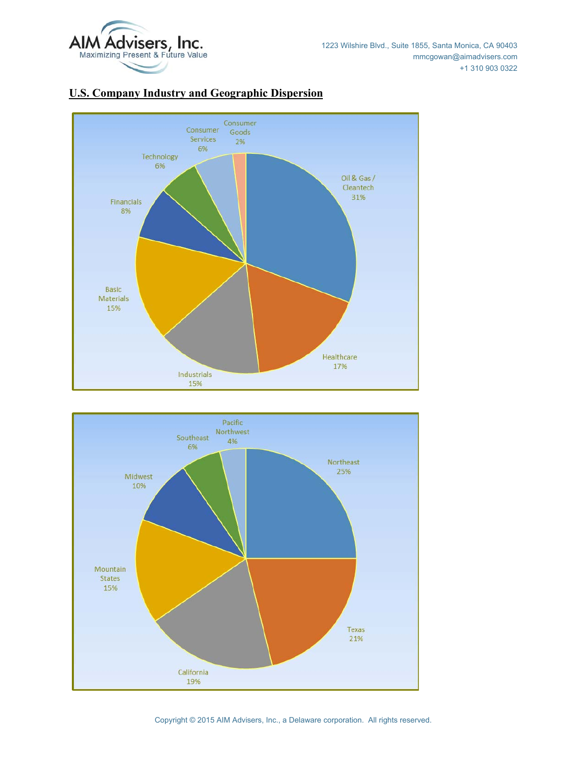AIM Advisers, Inc.
Maximizing Present & Future Value

1223 Wilshire Blvd., Suite 1855, Santa Monica, CA 90403
mmcgowan@aimadvisers.com
+1 310 903 0322

## U.S. Company Industry and Geographic Dispersion

| Industry | Share |
|---|---|
| Oil & Gas / Cleantech | 31% |
| Healthcare | 17% |
| Industrials | 15% |
| Basic Materials | 15% |
| Financials | 8% |
| Technology | 6% |
| Consumer Services | 6% |
| Consumer Goods | 2% |

| Region | Share |
|---|---|
| Northeast | 25% |
| Texas | 21% |
| California | 19% |
| Mountain States | 15% |
| Midwest | 10% |
| Southeast | 6% |
| Pacific Northwest | 4% |

Copyright © 2015 AIM Advisers, Inc., a Delaware corporation. All rights reserved.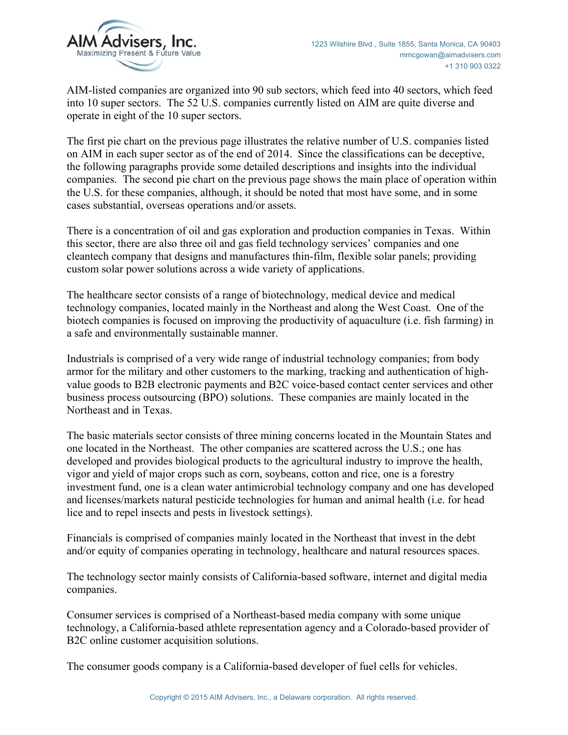AIM-listed companies are organized into 90 sub sectors, which feed into 40 sectors, which feed into 10 super sectors. The 52 U.S. companies currently listed on AIM are quite diverse and operate in eight of the 10 super sectors.

The first pie chart on the previous page illustrates the relative number of U.S. companies listed on AIM in each super sector as of the end of 2014. Since the classifications can be deceptive, the following paragraphs provide some detailed descriptions and insights into the individual companies. The second pie chart on the previous page shows the main place of operation within the U.S. for these companies, although, it should be noted that most have some, and in some cases substantial, overseas operations and/or assets.

There is a concentration of oil and gas exploration and production companies in Texas. Within this sector, there are also three oil and gas field technology services' companies and one cleantech company that designs and manufactures thin-film, flexible solar panels; providing custom solar power solutions across a wide variety of applications.

The healthcare sector consists of a range of biotechnology, medical device and medical technology companies, located mainly in the Northeast and along the West Coast. One of the biotech companies is focused on improving the productivity of aquaculture (i.e. fish farming) in a safe and environmentally sustainable manner.

Industrials is comprised of a very wide range of industrial technology companies; from body armor for the military and other customers to the marking, tracking and authentication of high-value goods to B2B electronic payments and B2C voice-based contact center services and other business process outsourcing (BPO) solutions. These companies are mainly located in the Northeast and in Texas.

The basic materials sector consists of three mining concerns located in the Mountain States and one located in the Northeast. The other companies are scattered across the U.S.; one has developed and provides biological products to the agricultural industry to improve the health, vigor and yield of major crops such as corn, soybeans, cotton and rice, one is a forestry investment fund, one is a clean water antimicrobial technology company and one has developed and licenses/markets natural pesticide technologies for human and animal health (i.e. for head lice and to repel insects and pests in livestock settings).

Financials is comprised of companies mainly located in the Northeast that invest in the debt and/or equity of companies operating in technology, healthcare and natural resources spaces.

The technology sector mainly consists of California-based software, internet and digital media companies.

Consumer services is comprised of a Northeast-based media company with some unique technology, a California-based athlete representation agency and a Colorado-based provider of B2C online customer acquisition solutions.

The consumer goods company is a California-based developer of fuel cells for vehicles.